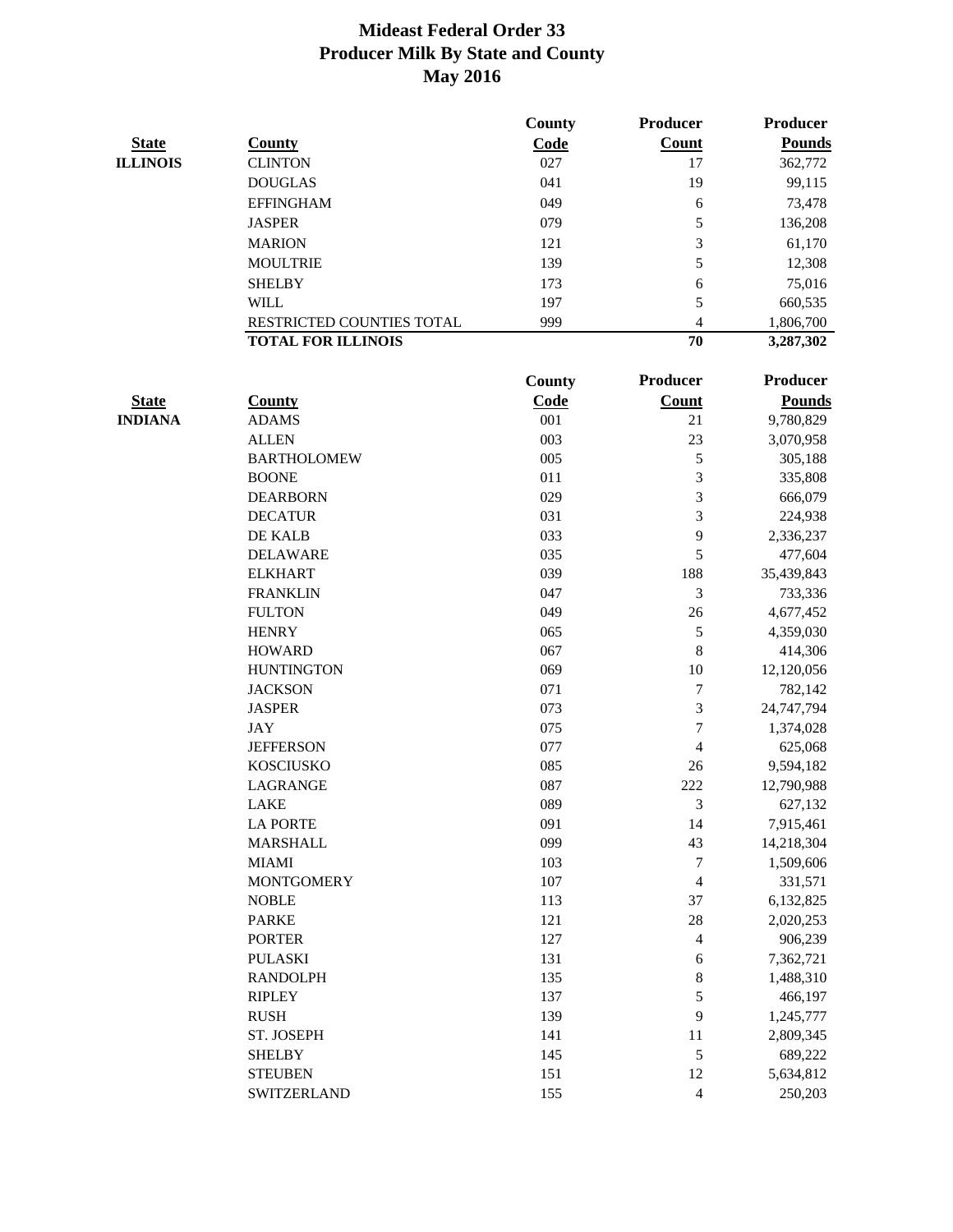# Mideast Federal Order 33
## Producer Milk By State and County
## May 2016

| State | County | County Code | Producer Count | Producer Pounds |
|---|---|---|---|---|
| **ILLINOIS** | CLINTON | 027 | 17 | 362,772 |
| | DOUGLAS | 041 | 19 | 99,115 |
| | EFFINGHAM | 049 | 6 | 73,478 |
| | JASPER | 079 | 5 | 136,208 |
| | MARION | 121 | 3 | 61,170 |
| | MOULTRIE | 139 | 5 | 12,308 |
| | SHELBY | 173 | 6 | 75,016 |
| | WILL | 197 | 5 | 660,535 |
| | RESTRICTED COUNTIES TOTAL | 999 | 4 | 1,806,700 |
| | **TOTAL FOR ILLINOIS** | | **70** | **3,287,302** |

| State | County | County Code | Producer Count | Producer Pounds |
|---|---|---|---|---|
| **INDIANA** | ADAMS | 001 | 21 | 9,780,829 |
| | ALLEN | 003 | 23 | 3,070,958 |
| | BARTHOLOMEW | 005 | 5 | 305,188 |
| | BOONE | 011 | 3 | 335,808 |
| | DEARBORN | 029 | 3 | 666,079 |
| | DECATUR | 031 | 3 | 224,938 |
| | DE KALB | 033 | 9 | 2,336,237 |
| | DELAWARE | 035 | 5 | 477,604 |
| | ELKHART | 039 | 188 | 35,439,843 |
| | FRANKLIN | 047 | 3 | 733,336 |
| | FULTON | 049 | 26 | 4,677,452 |
| | HENRY | 065 | 5 | 4,359,030 |
| | HOWARD | 067 | 8 | 414,306 |
| | HUNTINGTON | 069 | 10 | 12,120,056 |
| | JACKSON | 071 | 7 | 782,142 |
| | JASPER | 073 | 3 | 24,747,794 |
| | JAY | 075 | 7 | 1,374,028 |
| | JEFFERSON | 077 | 4 | 625,068 |
| | KOSCIUSKO | 085 | 26 | 9,594,182 |
| | LAGRANGE | 087 | 222 | 12,790,988 |
| | LAKE | 089 | 3 | 627,132 |
| | LA PORTE | 091 | 14 | 7,915,461 |
| | MARSHALL | 099 | 43 | 14,218,304 |
| | MIAMI | 103 | 7 | 1,509,606 |
| | MONTGOMERY | 107 | 4 | 331,571 |
| | NOBLE | 113 | 37 | 6,132,825 |
| | PARKE | 121 | 28 | 2,020,253 |
| | PORTER | 127 | 4 | 906,239 |
| | PULASKI | 131 | 6 | 7,362,721 |
| | RANDOLPH | 135 | 8 | 1,488,310 |
| | RIPLEY | 137 | 5 | 466,197 |
| | RUSH | 139 | 9 | 1,245,777 |
| | ST. JOSEPH | 141 | 11 | 2,809,345 |
| | SHELBY | 145 | 5 | 689,222 |
| | STEUBEN | 151 | 12 | 5,634,812 |
| | SWITZERLAND | 155 | 4 | 250,203 |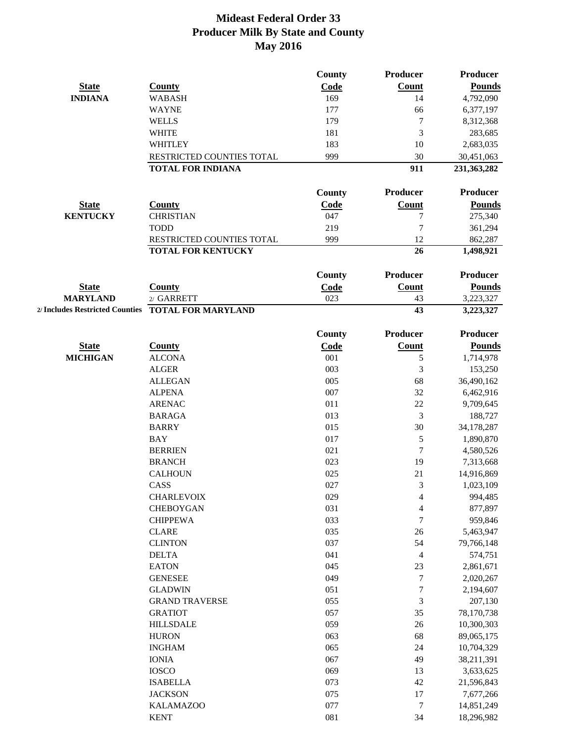# Mideast Federal Order 33
## Producer Milk By State and County
## May 2016

| State | County | County Code | Producer Count | Producer Pounds |
|---|---|---|---|---|
| **INDIANA** | WABASH | 169 | 14 | 4,792,090 |
| | WAYNE | 177 | 66 | 6,377,197 |
| | WELLS | 179 | 7 | 8,312,368 |
| | WHITE | 181 | 3 | 283,685 |
| | WHITLEY | 183 | 10 | 2,683,035 |
| | RESTRICTED COUNTIES TOTAL | 999 | 30 | 30,451,063 |
| | **TOTAL FOR INDIANA** | | **911** | **231,363,282** |

| State | County | County Code | Producer Count | Producer Pounds |
|---|---|---|---|---|
| **KENTUCKY** | CHRISTIAN | 047 | 7 | 275,340 |
| | TODD | 219 | 7 | 361,294 |
| | RESTRICTED COUNTIES TOTAL | 999 | 12 | 862,287 |
| | **TOTAL FOR KENTUCKY** | | **26** | **1,498,921** |

| State | County | County Code | Producer Count | Producer Pounds |
|---|---|---|---|---|
| **MARYLAND** | 2/ GARRETT | 023 | 43 | 3,223,327 |
| **2/ Includes Restricted Counties** | **TOTAL FOR MARYLAND** | | **43** | **3,223,327** |

| State | County | County Code | Producer Count | Producer Pounds |
|---|---|---|---|---|
| **MICHIGAN** | ALCONA | 001 | 5 | 1,714,978 |
| | ALGER | 003 | 3 | 153,250 |
| | ALLEGAN | 005 | 68 | 36,490,162 |
| | ALPENA | 007 | 32 | 6,462,916 |
| | ARENAC | 011 | 22 | 9,709,645 |
| | BARAGA | 013 | 3 | 188,727 |
| | BARRY | 015 | 30 | 34,178,287 |
| | BAY | 017 | 5 | 1,890,870 |
| | BERRIEN | 021 | 7 | 4,580,526 |
| | BRANCH | 023 | 19 | 7,313,668 |
| | CALHOUN | 025 | 21 | 14,916,869 |
| | CASS | 027 | 3 | 1,023,109 |
| | CHARLEVOIX | 029 | 4 | 994,485 |
| | CHEBOYGAN | 031 | 4 | 877,897 |
| | CHIPPEWA | 033 | 7 | 959,846 |
| | CLARE | 035 | 26 | 5,463,947 |
| | CLINTON | 037 | 54 | 79,766,148 |
| | DELTA | 041 | 4 | 574,751 |
| | EATON | 045 | 23 | 2,861,671 |
| | GENESEE | 049 | 7 | 2,020,267 |
| | GLADWIN | 051 | 7 | 2,194,607 |
| | GRAND TRAVERSE | 055 | 3 | 207,130 |
| | GRATIOT | 057 | 35 | 78,170,738 |
| | HILLSDALE | 059 | 26 | 10,300,303 |
| | HURON | 063 | 68 | 89,065,175 |
| | INGHAM | 065 | 24 | 10,704,329 |
| | IONIA | 067 | 49 | 38,211,391 |
| | IOSCO | 069 | 13 | 3,633,625 |
| | ISABELLA | 073 | 42 | 21,596,843 |
| | JACKSON | 075 | 17 | 7,677,266 |
| | KALAMAZOO | 077 | 7 | 14,851,249 |
| | KENT | 081 | 34 | 18,296,982 |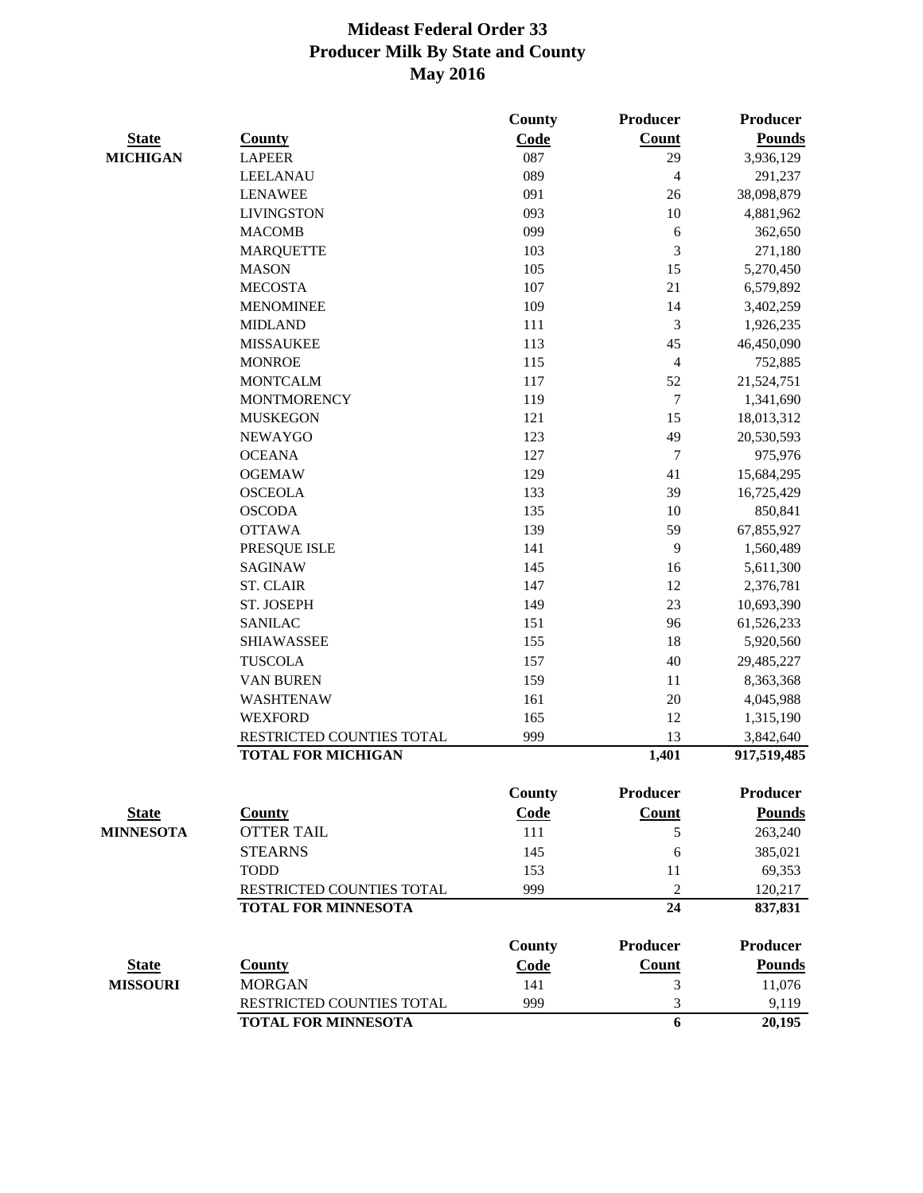# Mideast Federal Order 33
## Producer Milk By State and County
### May 2016

| State | County | County Code | Producer Count | Producer Pounds |
|---|---|---|---|---|
| **MICHIGAN** | LAPEER | 087 | 29 | 3,936,129 |
| | LEELANAU | 089 | 4 | 291,237 |
| | LENAWEE | 091 | 26 | 38,098,879 |
| | LIVINGSTON | 093 | 10 | 4,881,962 |
| | MACOMB | 099 | 6 | 362,650 |
| | MARQUETTE | 103 | 3 | 271,180 |
| | MASON | 105 | 15 | 5,270,450 |
| | MECOSTA | 107 | 21 | 6,579,892 |
| | MENOMINEE | 109 | 14 | 3,402,259 |
| | MIDLAND | 111 | 3 | 1,926,235 |
| | MISSAUKEE | 113 | 45 | 46,450,090 |
| | MONROE | 115 | 4 | 752,885 |
| | MONTCALM | 117 | 52 | 21,524,751 |
| | MONTMORENCY | 119 | 7 | 1,341,690 |
| | MUSKEGON | 121 | 15 | 18,013,312 |
| | NEWAYGO | 123 | 49 | 20,530,593 |
| | OCEANA | 127 | 7 | 975,976 |
| | OGEMAW | 129 | 41 | 15,684,295 |
| | OSCEOLA | 133 | 39 | 16,725,429 |
| | OSCODA | 135 | 10 | 850,841 |
| | OTTAWA | 139 | 59 | 67,855,927 |
| | PRESQUE ISLE | 141 | 9 | 1,560,489 |
| | SAGINAW | 145 | 16 | 5,611,300 |
| | ST. CLAIR | 147 | 12 | 2,376,781 |
| | ST. JOSEPH | 149 | 23 | 10,693,390 |
| | SANILAC | 151 | 96 | 61,526,233 |
| | SHIAWASSEE | 155 | 18 | 5,920,560 |
| | TUSCOLA | 157 | 40 | 29,485,227 |
| | VAN BUREN | 159 | 11 | 8,363,368 |
| | WASHTENAW | 161 | 20 | 4,045,988 |
| | WEXFORD | 165 | 12 | 1,315,190 |
| | RESTRICTED COUNTIES TOTAL | 999 | 13 | 3,842,640 |
| | **TOTAL FOR MICHIGAN** | | **1,401** | **917,519,485** |

| State | County | County Code | Producer Count | Producer Pounds |
|---|---|---|---|---|
| **MINNESOTA** | OTTER TAIL | 111 | 5 | 263,240 |
| | STEARNS | 145 | 6 | 385,021 |
| | TODD | 153 | 11 | 69,353 |
| | RESTRICTED COUNTIES TOTAL | 999 | 2 | 120,217 |
| | **TOTAL FOR MINNESOTA** | | **24** | **837,831** |

| State | County | County Code | Producer Count | Producer Pounds |
|---|---|---|---|---|
| **MISSOURI** | MORGAN | 141 | 3 | 11,076 |
| | RESTRICTED COUNTIES TOTAL | 999 | 3 | 9,119 |
| | **TOTAL FOR MINNESOTA** | | **6** | **20,195** |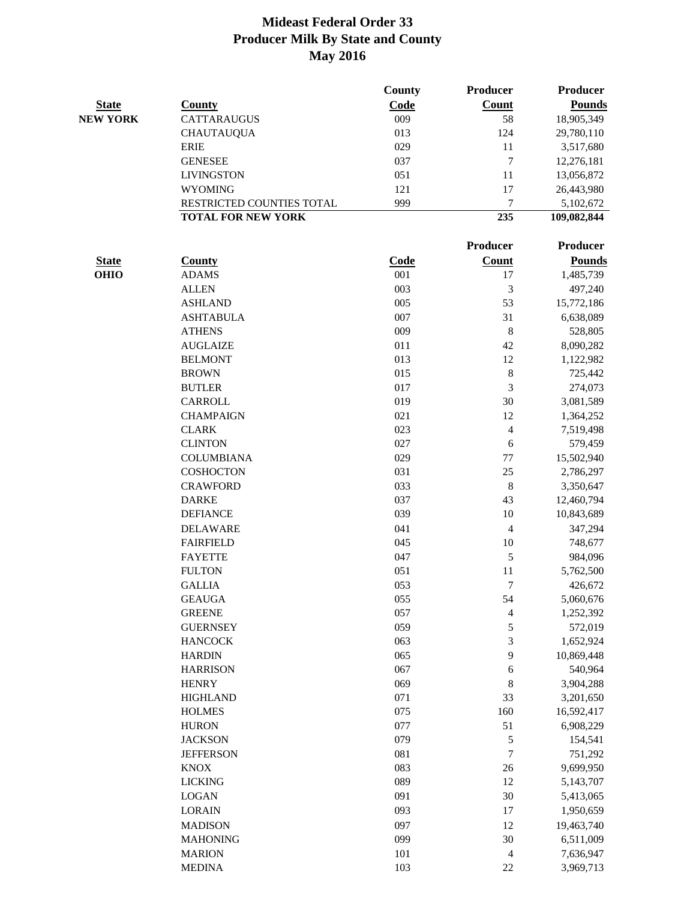# Mideast Federal Order 33
# Producer Milk By State and County
# May 2016

| State | County | County Code | Producer Count | Producer Pounds |
|---|---|---|---|---|
| NEW YORK | CATTARAUGUS | 009 | 58 | 18,905,349 |
| | CHAUTAUQUA | 013 | 124 | 29,780,110 |
| | ERIE | 029 | 11 | 3,517,680 |
| | GENESEE | 037 | 7 | 12,276,181 |
| | LIVINGSTON | 051 | 11 | 13,056,872 |
| | WYOMING | 121 | 17 | 26,443,980 |
| | RESTRICTED COUNTIES TOTAL | 999 | 7 | 5,102,672 |
| | **TOTAL FOR NEW YORK** | | **235** | **109,082,844** |

| State | County | Code | Producer Count | Producer Pounds |
|---|---|---|---|---|
| OHIO | ADAMS | 001 | 17 | 1,485,739 |
| | ALLEN | 003 | 3 | 497,240 |
| | ASHLAND | 005 | 53 | 15,772,186 |
| | ASHTABULA | 007 | 31 | 6,638,089 |
| | ATHENS | 009 | 8 | 528,805 |
| | AUGLAIZE | 011 | 42 | 8,090,282 |
| | BELMONT | 013 | 12 | 1,122,982 |
| | BROWN | 015 | 8 | 725,442 |
| | BUTLER | 017 | 3 | 274,073 |
| | CARROLL | 019 | 30 | 3,081,589 |
| | CHAMPAIGN | 021 | 12 | 1,364,252 |
| | CLARK | 023 | 4 | 7,519,498 |
| | CLINTON | 027 | 6 | 579,459 |
| | COLUMBIANA | 029 | 77 | 15,502,940 |
| | COSHOCTON | 031 | 25 | 2,786,297 |
| | CRAWFORD | 033 | 8 | 3,350,647 |
| | DARKE | 037 | 43 | 12,460,794 |
| | DEFIANCE | 039 | 10 | 10,843,689 |
| | DELAWARE | 041 | 4 | 347,294 |
| | FAIRFIELD | 045 | 10 | 748,677 |
| | FAYETTE | 047 | 5 | 984,096 |
| | FULTON | 051 | 11 | 5,762,500 |
| | GALLIA | 053 | 7 | 426,672 |
| | GEAUGA | 055 | 54 | 5,060,676 |
| | GREENE | 057 | 4 | 1,252,392 |
| | GUERNSEY | 059 | 5 | 572,019 |
| | HANCOCK | 063 | 3 | 1,652,924 |
| | HARDIN | 065 | 9 | 10,869,448 |
| | HARRISON | 067 | 6 | 540,964 |
| | HENRY | 069 | 8 | 3,904,288 |
| | HIGHLAND | 071 | 33 | 3,201,650 |
| | HOLMES | 075 | 160 | 16,592,417 |
| | HURON | 077 | 51 | 6,908,229 |
| | JACKSON | 079 | 5 | 154,541 |
| | JEFFERSON | 081 | 7 | 751,292 |
| | KNOX | 083 | 26 | 9,699,950 |
| | LICKING | 089 | 12 | 5,143,707 |
| | LOGAN | 091 | 30 | 5,413,065 |
| | LORAIN | 093 | 17 | 1,950,659 |
| | MADISON | 097 | 12 | 19,463,740 |
| | MAHONING | 099 | 30 | 6,511,009 |
| | MARION | 101 | 4 | 7,636,947 |
| | MEDINA | 103 | 22 | 3,969,713 |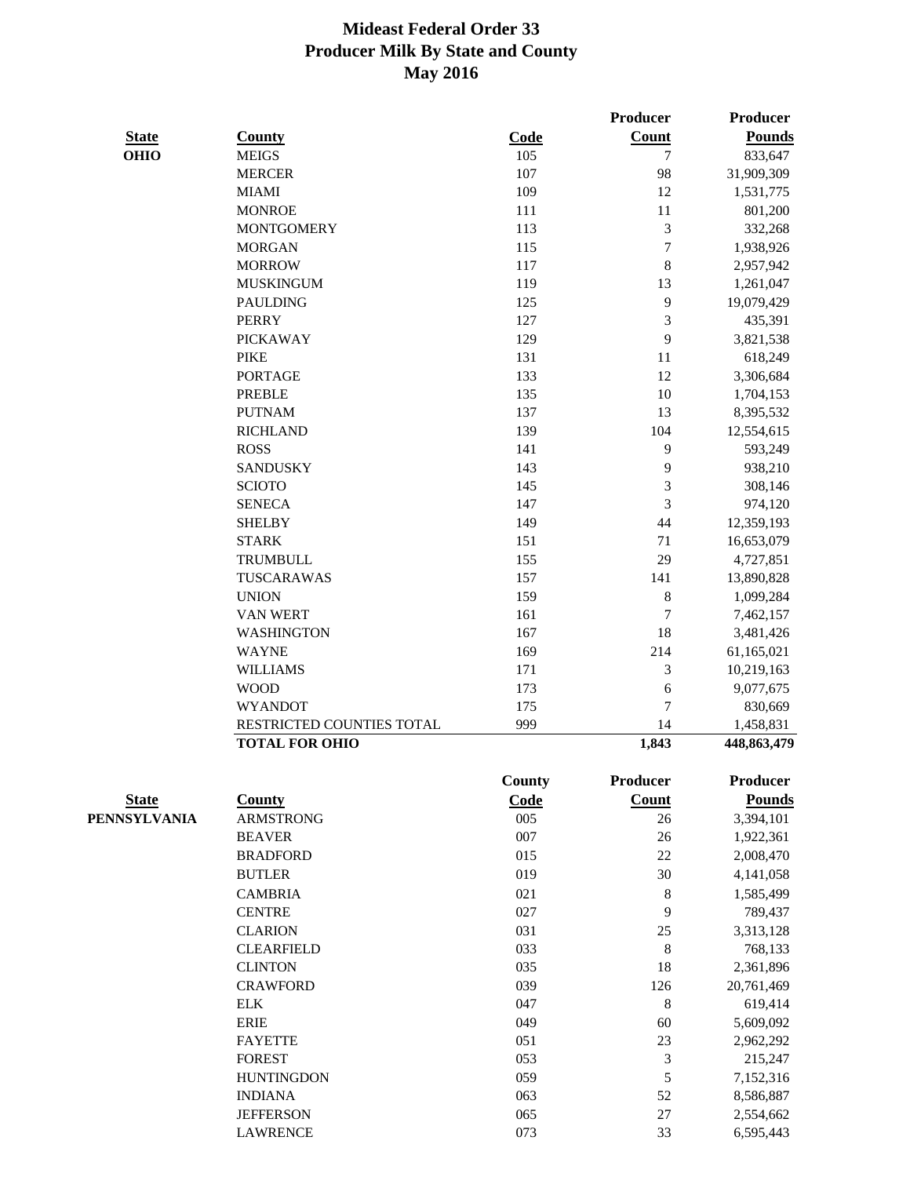# Mideast Federal Order 33
## Producer Milk By State and County
## May 2016

| State | County | Code | Producer Count | Producer Pounds |
|---|---|---|---|---|
| OHIO | MEIGS | 105 | 7 | 833,647 |
| | MERCER | 107 | 98 | 31,909,309 |
| | MIAMI | 109 | 12 | 1,531,775 |
| | MONROE | 111 | 11 | 801,200 |
| | MONTGOMERY | 113 | 3 | 332,268 |
| | MORGAN | 115 | 7 | 1,938,926 |
| | MORROW | 117 | 8 | 2,957,942 |
| | MUSKINGUM | 119 | 13 | 1,261,047 |
| | PAULDING | 125 | 9 | 19,079,429 |
| | PERRY | 127 | 3 | 435,391 |
| | PICKAWAY | 129 | 9 | 3,821,538 |
| | PIKE | 131 | 11 | 618,249 |
| | PORTAGE | 133 | 12 | 3,306,684 |
| | PREBLE | 135 | 10 | 1,704,153 |
| | PUTNAM | 137 | 13 | 8,395,532 |
| | RICHLAND | 139 | 104 | 12,554,615 |
| | ROSS | 141 | 9 | 593,249 |
| | SANDUSKY | 143 | 9 | 938,210 |
| | SCIOTO | 145 | 3 | 308,146 |
| | SENECA | 147 | 3 | 974,120 |
| | SHELBY | 149 | 44 | 12,359,193 |
| | STARK | 151 | 71 | 16,653,079 |
| | TRUMBULL | 155 | 29 | 4,727,851 |
| | TUSCARAWAS | 157 | 141 | 13,890,828 |
| | UNION | 159 | 8 | 1,099,284 |
| | VAN WERT | 161 | 7 | 7,462,157 |
| | WASHINGTON | 167 | 18 | 3,481,426 |
| | WAYNE | 169 | 214 | 61,165,021 |
| | WILLIAMS | 171 | 3 | 10,219,163 |
| | WOOD | 173 | 6 | 9,077,675 |
| | WYANDOT | 175 | 7 | 830,669 |
| | RESTRICTED COUNTIES TOTAL | 999 | 14 | 1,458,831 |
| | **TOTAL FOR OHIO** | | **1,843** | **448,863,479** |

| State | County | County Code | Producer Count | Producer Pounds |
|---|---|---|---|---|
| PENNSYLVANIA | ARMSTRONG | 005 | 26 | 3,394,101 |
| | BEAVER | 007 | 26 | 1,922,361 |
| | BRADFORD | 015 | 22 | 2,008,470 |
| | BUTLER | 019 | 30 | 4,141,058 |
| | CAMBRIA | 021 | 8 | 1,585,499 |
| | CENTRE | 027 | 9 | 789,437 |
| | CLARION | 031 | 25 | 3,313,128 |
| | CLEARFIELD | 033 | 8 | 768,133 |
| | CLINTON | 035 | 18 | 2,361,896 |
| | CRAWFORD | 039 | 126 | 20,761,469 |
| | ELK | 047 | 8 | 619,414 |
| | ERIE | 049 | 60 | 5,609,092 |
| | FAYETTE | 051 | 23 | 2,962,292 |
| | FOREST | 053 | 3 | 215,247 |
| | HUNTINGDON | 059 | 5 | 7,152,316 |
| | INDIANA | 063 | 52 | 8,586,887 |
| | JEFFERSON | 065 | 27 | 2,554,662 |
| | LAWRENCE | 073 | 33 | 6,595,443 |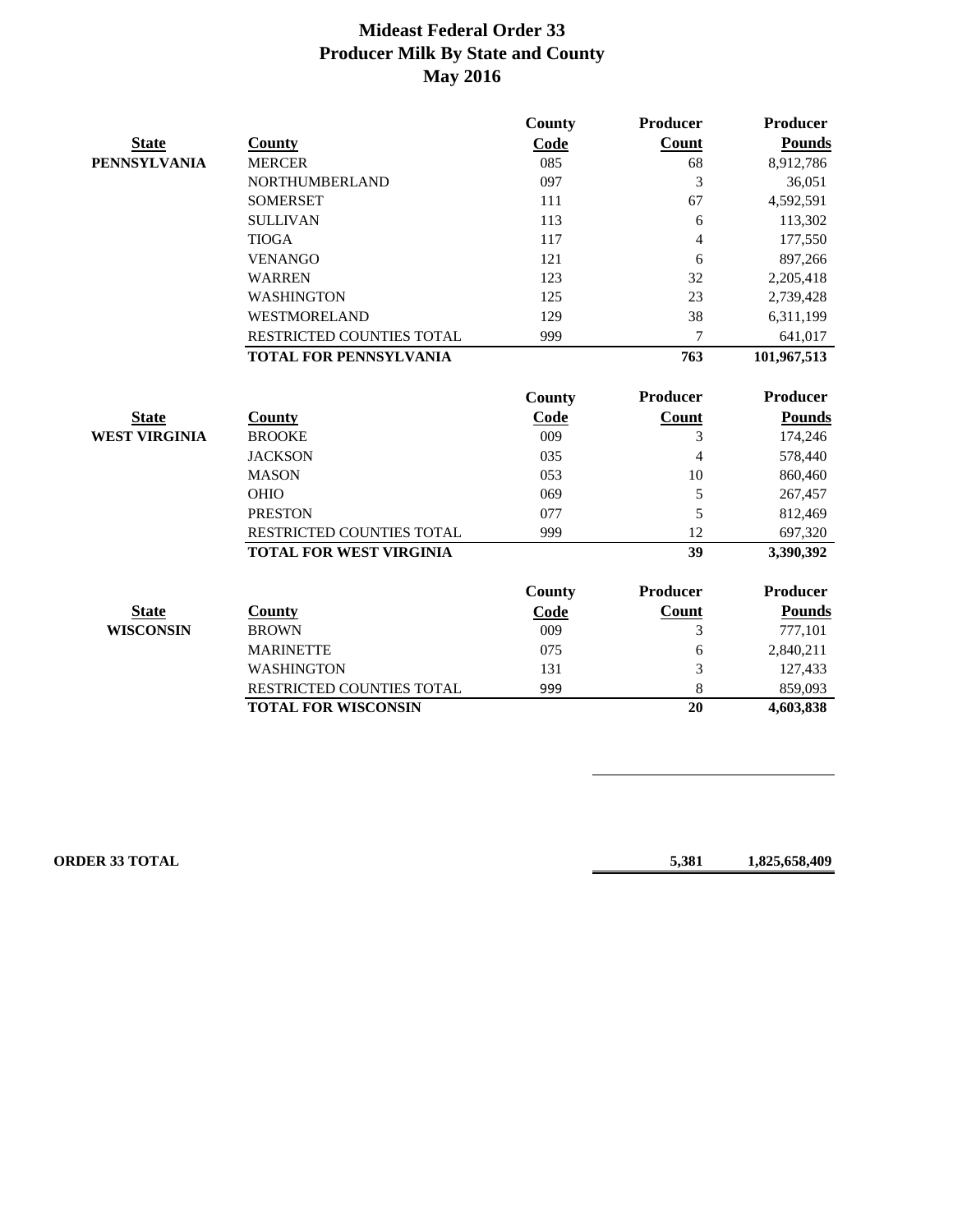# Mideast Federal Order 33
## Producer Milk By State and County
## May 2016

| State | County | County Code | Producer Count | Producer Pounds |
| --- | --- | --- | --- | --- |
| PENNSYLVANIA | MERCER | 085 | 68 | 8,912,786 |
| | NORTHUMBERLAND | 097 | 3 | 36,051 |
| | SOMERSET | 111 | 67 | 4,592,591 |
| | SULLIVAN | 113 | 6 | 113,302 |
| | TIOGA | 117 | 4 | 177,550 |
| | VENANGO | 121 | 6 | 897,266 |
| | WARREN | 123 | 32 | 2,205,418 |
| | WASHINGTON | 125 | 23 | 2,739,428 |
| | WESTMORELAND | 129 | 38 | 6,311,199 |
| | RESTRICTED COUNTIES TOTAL | 999 | 7 | 641,017 |
| | **TOTAL FOR PENNSYLVANIA** | | **763** | **101,967,513** |

| State | County | County Code | Producer Count | Producer Pounds |
| --- | --- | --- | --- | --- |
| WEST VIRGINIA | BROOKE | 009 | 3 | 174,246 |
| | JACKSON | 035 | 4 | 578,440 |
| | MASON | 053 | 10 | 860,460 |
| | OHIO | 069 | 5 | 267,457 |
| | PRESTON | 077 | 5 | 812,469 |
| | RESTRICTED COUNTIES TOTAL | 999 | 12 | 697,320 |
| | **TOTAL FOR WEST VIRGINIA** | | **39** | **3,390,392** |

| State | County | County Code | Producer Count | Producer Pounds |
| --- | --- | --- | --- | --- |
| WISCONSIN | BROWN | 009 | 3 | 777,101 |
| | MARINETTE | 075 | 6 | 2,840,211 |
| | WASHINGTON | 131 | 3 | 127,433 |
| | RESTRICTED COUNTIES TOTAL | 999 | 8 | 859,093 |
| | **TOTAL FOR WISCONSIN** | | **20** | **4,603,838** |

| | Producer Count | Producer Pounds |
| --- | --- | --- |
| **ORDER 33 TOTAL** | **5,381** | **1,825,658,409** |